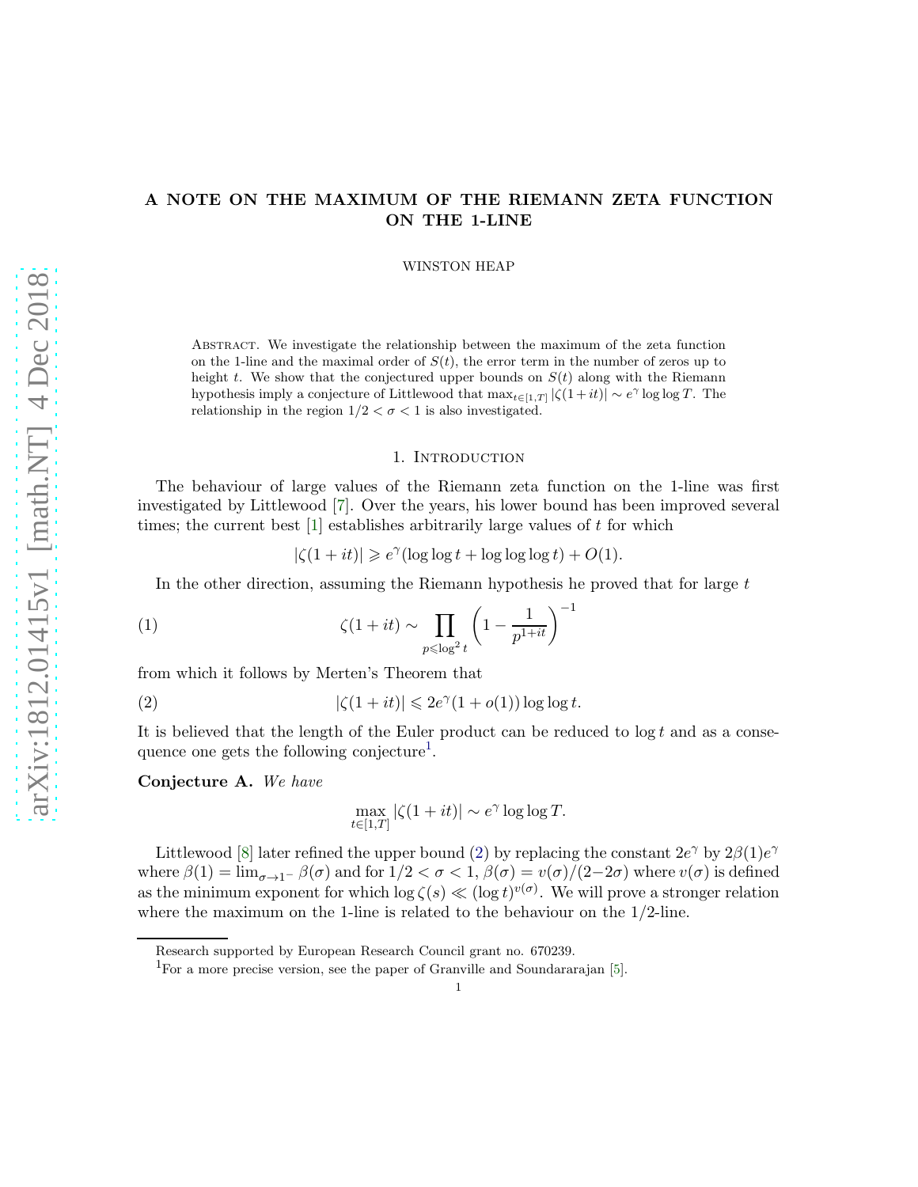# A NOTE ON THE MAXIMUM OF THE RIEMANN ZETA FUNCTION ON THE 1-LINE

WINSTON HEAP

Abstract. We investigate the relationship between the maximum of the zeta function on the 1-line and the maximal order of $S(t)$, the error term in the number of zeros up to height $t$. We show that the conjectured upper bounds on $S(t)$ along with the Riemann hypothesis imply a conjecture of Littlewood that $\max_{t\in[1,T]}|\zeta(1+it)|\sim e^\gamma\log\log T$. The relationship in the region $1/2<\sigma<1$ is also investigated.

## 1. Introduction

The behaviour of large values of the Riemann zeta function on the 1-line was first investigated by Littlewood [7]. Over the years, his lower bound has been improved several times; the current best [1] establishes arbitrarily large values of $t$ for which

$$|\zeta(1+it)|\geqslant e^\gamma(\log\log t+\log\log\log t)+O(1).$$

In the other direction, assuming the Riemann hypothesis he proved that for large $t$

$$\zeta(1+it)\sim\prod_{p\leqslant\log^2 t}\left(1-\frac{1}{p^{1+it}}\right)^{-1} \tag{1}$$

from which it follows by Merten's Theorem that

$$|\zeta(1+it)|\leqslant 2e^\gamma(1+o(1))\log\log t. \tag{2}$$

It is believed that the length of the Euler product can be reduced to $\log t$ and as a consequence one gets the following conjecture[1].

**Conjecture A.** *We have*

$$\max_{t\in[1,T]}|\zeta(1+it)|\sim e^\gamma\log\log T.$$

Littlewood [8] later refined the upper bound (2) by replacing the constant $2e^\gamma$ by $2\beta(1)e^\gamma$ where $\beta(1)=\lim_{\sigma\to1^-}\beta(\sigma)$ and for $1/2<\sigma<1$, $\beta(\sigma)=v(\sigma)/(2-2\sigma)$ where $v(\sigma)$ is defined as the minimum exponent for which $\log\zeta(s)\ll(\log t)^{v(\sigma)}$. We will prove a stronger relation where the maximum on the 1-line is related to the behaviour on the 1/2-line.

Research supported by European Research Council grant no. 670239.

[1] For a more precise version, see the paper of Granville and Soundararajan [5].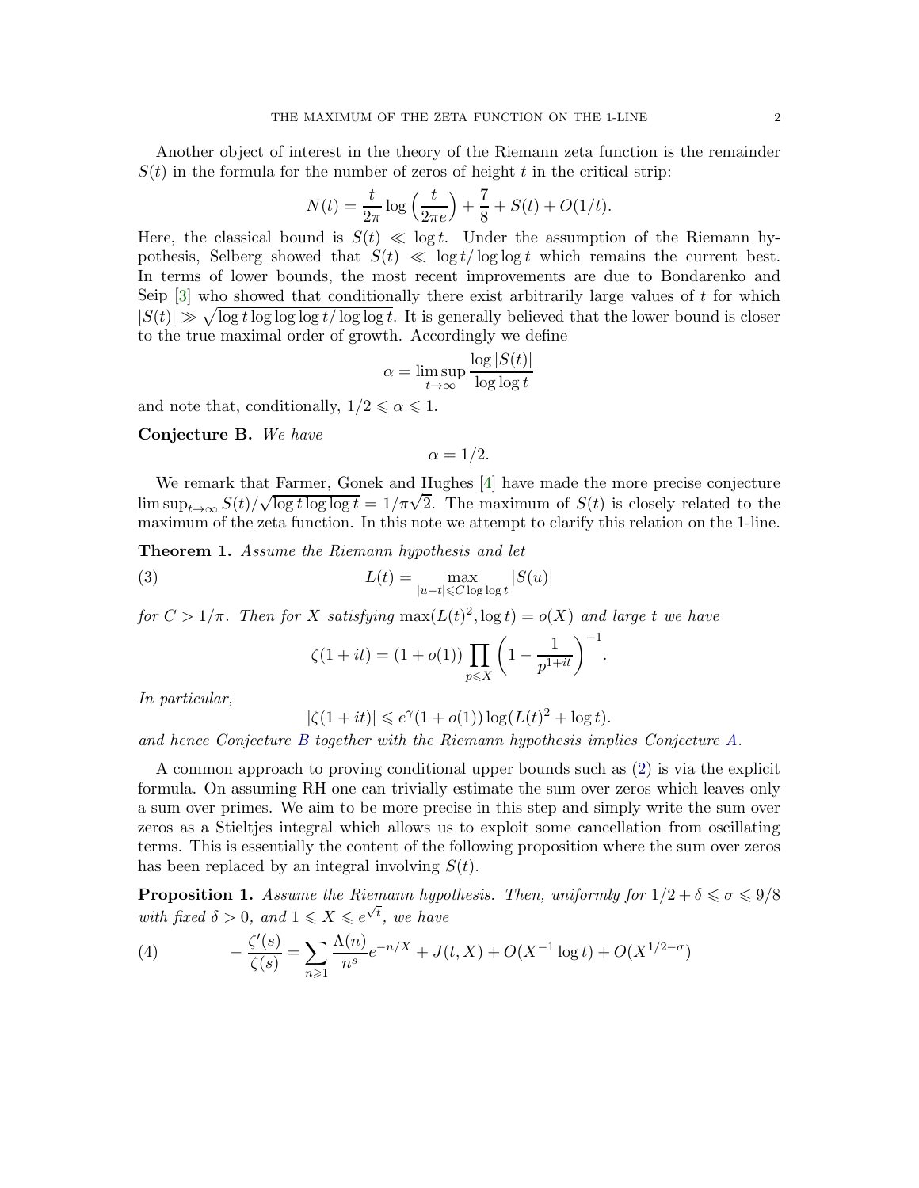Another object of interest in the theory of the Riemann zeta function is the remainder $S(t)$ in the formula for the number of zeros of height $t$ in the critical strip:

$$N(t) = \frac{t}{2\pi}\log\left(\frac{t}{2\pi e}\right) + \frac{7}{8} + S(t) + O(1/t).$$

Here, the classical bound is $S(t) \ll \log t$. Under the assumption of the Riemann hypothesis, Selberg showed that $S(t) \ll \log t/\log\log t$ which remains the current best. In terms of lower bounds, the most recent improvements are due to Bondarenko and Seip [3] who showed that conditionally there exist arbitrarily large values of $t$ for which $|S(t)| \gg \sqrt{\log t \log\log\log t/\log\log t}$. It is generally believed that the lower bound is closer to the true maximal order of growth. Accordingly we define

$$\alpha = \limsup_{t\to\infty} \frac{\log|S(t)|}{\log\log t}$$

and note that, conditionally, $1/2 \leqslant \alpha \leqslant 1$.

**Conjecture B.** *We have*

$$\alpha = 1/2.$$

We remark that Farmer, Gonek and Hughes [4] have made the more precise conjecture $\limsup_{t\to\infty} S(t)/\sqrt{\log t \log\log t} = 1/\pi\sqrt{2}$. The maximum of $S(t)$ is closely related to the maximum of the zeta function. In this note we attempt to clarify this relation on the 1-line.

**Theorem 1.** *Assume the Riemann hypothesis and let*

$$L(t) = \max_{|u-t|\leqslant C\log\log t} |S(u)| \tag{3}$$

*for $C > 1/\pi$. Then for $X$ satisfying $\max(L(t)^2, \log t) = o(X)$ and large $t$ we have*

$$\zeta(1+it) = (1+o(1))\prod_{p\leqslant X}\left(1 - \frac{1}{p^{1+it}}\right)^{-1}.$$

*In particular,*

$$|\zeta(1+it)| \leqslant e^{\gamma}(1+o(1))\log(L(t)^2 + \log t).$$

*and hence Conjecture B together with the Riemann hypothesis implies Conjecture A.*

A common approach to proving conditional upper bounds such as (2) is via the explicit formula. On assuming RH one can trivially estimate the sum over zeros which leaves only a sum over primes. We aim to be more precise in this step and simply write the sum over zeros as a Stieltjes integral which allows us to exploit some cancellation from oscillating terms. This is essentially the content of the following proposition where the sum over zeros has been replaced by an integral involving $S(t)$.

**Proposition 1.** *Assume the Riemann hypothesis. Then, uniformly for $1/2+\delta \leqslant \sigma \leqslant 9/8$ with fixed $\delta > 0$, and $1 \leqslant X \leqslant e^{\sqrt{t}}$, we have*

$$-\frac{\zeta'(s)}{\zeta(s)} = \sum_{n\geqslant 1}\frac{\Lambda(n)}{n^s}e^{-n/X} + J(t,X) + O(X^{-1}\log t) + O(X^{1/2-\sigma}) \tag{4}$$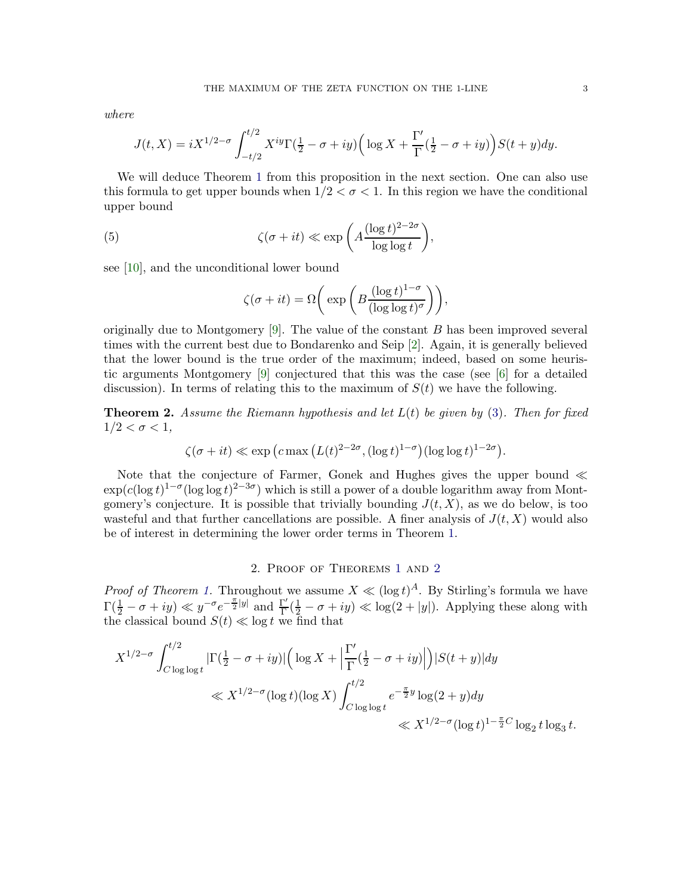*where*

$$J(t, X) = iX^{1/2-\sigma} \int_{-t/2}^{t/2} X^{iy} \Gamma(\tfrac{1}{2} - \sigma + iy)\Big( \log X + \frac{\Gamma'}{\Gamma}(\tfrac{1}{2} - \sigma + iy)\Big) S(t + y) dy.$$

We will deduce Theorem 1 from this proposition in the next section. One can also use this formula to get upper bounds when $1/2 < \sigma < 1$. In this region we have the conditional upper bound

$$\zeta(\sigma + it) \ll \exp\bigg( A \frac{(\log t)^{2-2\sigma}}{\log \log t} \bigg), \tag{5}$$

see [10], and the unconditional lower bound

$$\zeta(\sigma + it) = \Omega\bigg( \exp\bigg( B \frac{(\log t)^{1-\sigma}}{(\log \log t)^{\sigma}} \bigg) \bigg),$$

originally due to Montgomery [9]. The value of the constant $B$ has been improved several times with the current best due to Bondarenko and Seip [2]. Again, it is generally believed that the lower bound is the true order of the maximum; indeed, based on some heuristic arguments Montgomery [9] conjectured that this was the case (see [6] for a detailed discussion). In terms of relating this to the maximum of $S(t)$ we have the following.

**Theorem 2.** *Assume the Riemann hypothesis and let $L(t)$ be given by (3). Then for fixed $1/2 < \sigma < 1$,*

$$\zeta(\sigma + it) \ll \exp\big( c \max\big(L(t)^{2-2\sigma}, (\log t)^{1-\sigma}\big)(\log \log t)^{1-2\sigma}\big).$$

Note that the conjecture of Farmer, Gonek and Hughes gives the upper bound $\ll \exp(c(\log t)^{1-\sigma}(\log \log t)^{2-3\sigma})$ which is still a power of a double logarithm away from Montgomery's conjecture. It is possible that trivially bounding $J(t, X)$, as we do below, is too wasteful and that further cancellations are possible. A finer analysis of $J(t, X)$ would also be of interest in determining the lower order terms in Theorem 1.

## 2. Proof of Theorems 1 and 2

*Proof of Theorem 1.* Throughout we assume $X \ll (\log t)^A$. By Stirling's formula we have $\Gamma(\frac{1}{2} - \sigma + iy) \ll y^{-\sigma} e^{-\frac{\pi}{2}|y|}$ and $\frac{\Gamma'}{\Gamma}(\frac{1}{2} - \sigma + iy) \ll \log(2 + |y|)$. Applying these along with the classical bound $S(t) \ll \log t$ we find that

$$\begin{aligned}
X^{1/2-\sigma} \int_{C \log \log t}^{t/2} &|\Gamma(\tfrac{1}{2} - \sigma + iy)| \Big( \log X + \Big|\frac{\Gamma'}{\Gamma}(\tfrac{1}{2} - \sigma + iy)\Big|\Big) |S(t + y)| dy \\
&\ll X^{1/2-\sigma} (\log t)(\log X) \int_{C \log \log t}^{t/2} e^{-\frac{\pi}{2} y} \log(2 + y) dy \\
&\ll X^{1/2-\sigma} (\log t)^{1 - \frac{\pi}{2} C} \log_2 t \log_3 t.
\end{aligned}$$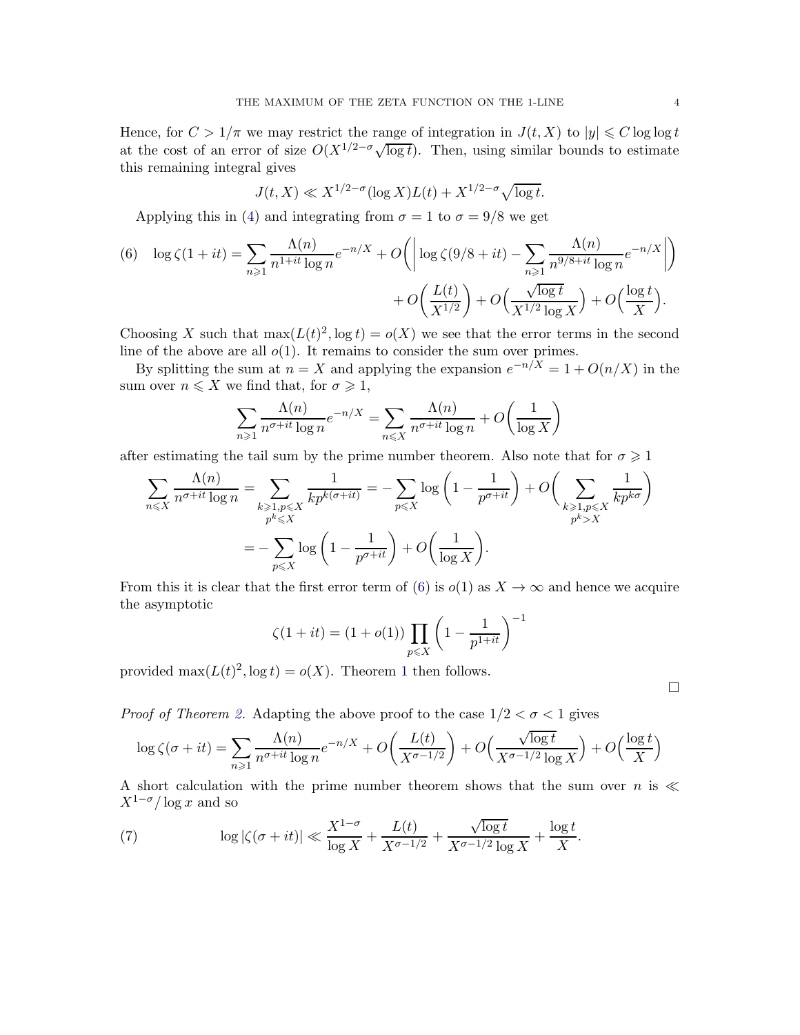Hence, for $C > 1/\pi$ we may restrict the range of integration in $J(t, X)$ to $|y| \leqslant C \log\log t$ at the cost of an error of size $O(X^{1/2-\sigma}\sqrt{\log t})$. Then, using similar bounds to estimate this remaining integral gives

$$J(t, X) \ll X^{1/2-\sigma}(\log X)L(t) + X^{1/2-\sigma}\sqrt{\log t}.$$

Applying this in (4) and integrating from $\sigma = 1$ to $\sigma = 9/8$ we get

$$\begin{aligned}(6) \quad \log\zeta(1+it) = \sum_{n\geqslant 1} \frac{\Lambda(n)}{n^{1+it}\log n} e^{-n/X} + O\bigg(\bigg|\log\zeta(9/8+it) - \sum_{n\geqslant 1}\frac{\Lambda(n)}{n^{9/8+it}\log n}e^{-n/X}\bigg|\bigg) \\ + O\Big(\frac{L(t)}{X^{1/2}}\Big) + O\Big(\frac{\sqrt{\log t}}{X^{1/2}\log X}\Big) + O\Big(\frac{\log t}{X}\Big).\end{aligned}$$

Choosing $X$ such that $\max(L(t)^2, \log t) = o(X)$ we see that the error terms in the second line of the above are all $o(1)$. It remains to consider the sum over primes.

By splitting the sum at $n = X$ and applying the expansion $e^{-n/X} = 1 + O(n/X)$ in the sum over $n \leqslant X$ we find that, for $\sigma \geqslant 1$,

$$\sum_{n\geqslant 1} \frac{\Lambda(n)}{n^{\sigma+it}\log n} e^{-n/X} = \sum_{n\leqslant X} \frac{\Lambda(n)}{n^{\sigma+it}\log n} + O\bigg(\frac{1}{\log X}\bigg)$$

after estimating the tail sum by the prime number theorem. Also note that for $\sigma \geqslant 1$

$$\begin{aligned}\sum_{n\leqslant X}\frac{\Lambda(n)}{n^{\sigma+it}\log n} &= \sum_{\substack{k\geqslant 1, p\leqslant X\\ p^k\leqslant X}} \frac{1}{kp^{k(\sigma+it)}} = -\sum_{p\leqslant X}\log\left(1-\frac{1}{p^{\sigma+it}}\right) + O\bigg(\sum_{\substack{k\geqslant 1, p\leqslant X\\ p^k > X}}\frac{1}{kp^{k\sigma}}\bigg)\\ &= -\sum_{p\leqslant X}\log\left(1-\frac{1}{p^{\sigma+it}}\right) + O\bigg(\frac{1}{\log X}\bigg).\end{aligned}$$

From this it is clear that the first error term of (6) is $o(1)$ as $X \to \infty$ and hence we acquire the asymptotic

$$\zeta(1+it) = (1+o(1))\prod_{p\leqslant X}\left(1-\frac{1}{p^{1+it}}\right)^{-1}$$

provided $\max(L(t)^2, \log t) = o(X)$. Theorem 1 then follows.

∎

*Proof of Theorem 2.* Adapting the above proof to the case $1/2 < \sigma < 1$ gives

$$\log\zeta(\sigma+it) = \sum_{n\geqslant 1}\frac{\Lambda(n)}{n^{\sigma+it}\log n}e^{-n/X} + O\bigg(\frac{L(t)}{X^{\sigma-1/2}}\bigg) + O\Big(\frac{\sqrt{\log t}}{X^{\sigma-1/2}\log X}\Big) + O\Big(\frac{\log t}{X}\Big)$$

A short calculation with the prime number theorem shows that the sum over $n$ is $\ll X^{1-\sigma}/\log x$ and so

$$(7) \qquad \log|\zeta(\sigma+it)| \ll \frac{X^{1-\sigma}}{\log X} + \frac{L(t)}{X^{\sigma-1/2}} + \frac{\sqrt{\log t}}{X^{\sigma-1/2}\log X} + \frac{\log t}{X}.$$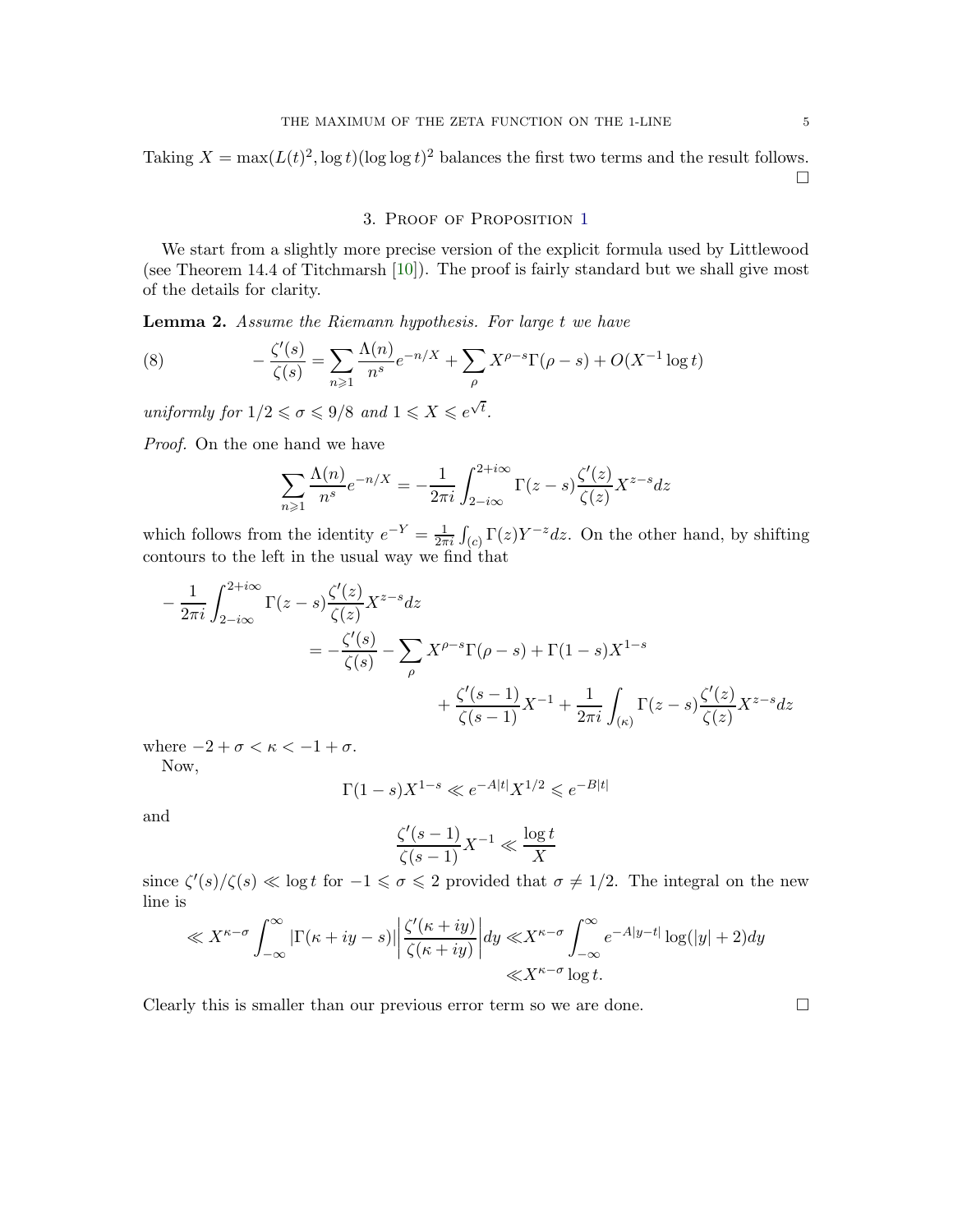Taking $X = \max(L(t)^2, \log t)(\log\log t)^2$ balances the first two terms and the result follows. $\square$

## 3. Proof of Proposition 1

We start from a slightly more precise version of the explicit formula used by Littlewood (see Theorem 14.4 of Titchmarsh [10]). The proof is fairly standard but we shall give most of the details for clarity.

**Lemma 2.** *Assume the Riemann hypothesis. For large $t$ we have*

$$-\frac{\zeta'(s)}{\zeta(s)} = \sum_{n\geqslant 1} \frac{\Lambda(n)}{n^s} e^{-n/X} + \sum_{\rho} X^{\rho-s}\Gamma(\rho - s) + O(X^{-1}\log t) \tag{8}$$

*uniformly for $1/2 \leqslant \sigma \leqslant 9/8$ and $1 \leqslant X \leqslant e^{\sqrt{t}}$.*

*Proof.* On the one hand we have

$$\sum_{n\geqslant 1} \frac{\Lambda(n)}{n^s} e^{-n/X} = -\frac{1}{2\pi i}\int_{2-i\infty}^{2+i\infty} \Gamma(z-s)\frac{\zeta'(z)}{\zeta(z)} X^{z-s} dz$$

which follows from the identity $e^{-Y} = \frac{1}{2\pi i}\int_{(c)} \Gamma(z) Y^{-z} dz$. On the other hand, by shifting contours to the left in the usual way we find that

$$\begin{aligned}
-\frac{1}{2\pi i}\int_{2-i\infty}^{2+i\infty} &\Gamma(z-s)\frac{\zeta'(z)}{\zeta(z)} X^{z-s} dz \\
&= -\frac{\zeta'(s)}{\zeta(s)} - \sum_{\rho} X^{\rho-s}\Gamma(\rho - s) + \Gamma(1-s)X^{1-s} \\
&\qquad + \frac{\zeta'(s-1)}{\zeta(s-1)}X^{-1} + \frac{1}{2\pi i}\int_{(\kappa)} \Gamma(z-s)\frac{\zeta'(z)}{\zeta(z)} X^{z-s} dz
\end{aligned}$$

where $-2+\sigma < \kappa < -1+\sigma$.

Now,

$$\Gamma(1-s)X^{1-s} \ll e^{-A|t|}X^{1/2} \leqslant e^{-B|t|}$$

and

$$\frac{\zeta'(s-1)}{\zeta(s-1)}X^{-1} \ll \frac{\log t}{X}$$

since $\zeta'(s)/\zeta(s) \ll \log t$ for $-1 \leqslant \sigma \leqslant 2$ provided that $\sigma \neq 1/2$. The integral on the new line is

$$\begin{aligned}
\ll X^{\kappa-\sigma}\int_{-\infty}^{\infty} |\Gamma(\kappa+iy-s)|\left|\frac{\zeta'(\kappa+iy)}{\zeta(\kappa+iy)}\right| dy \ll & X^{\kappa-\sigma}\int_{-\infty}^{\infty} e^{-A|y-t|}\log(|y|+2) dy \\
\ll & X^{\kappa-\sigma}\log t.
\end{aligned}$$

Clearly this is smaller than our previous error term so we are done. $\square$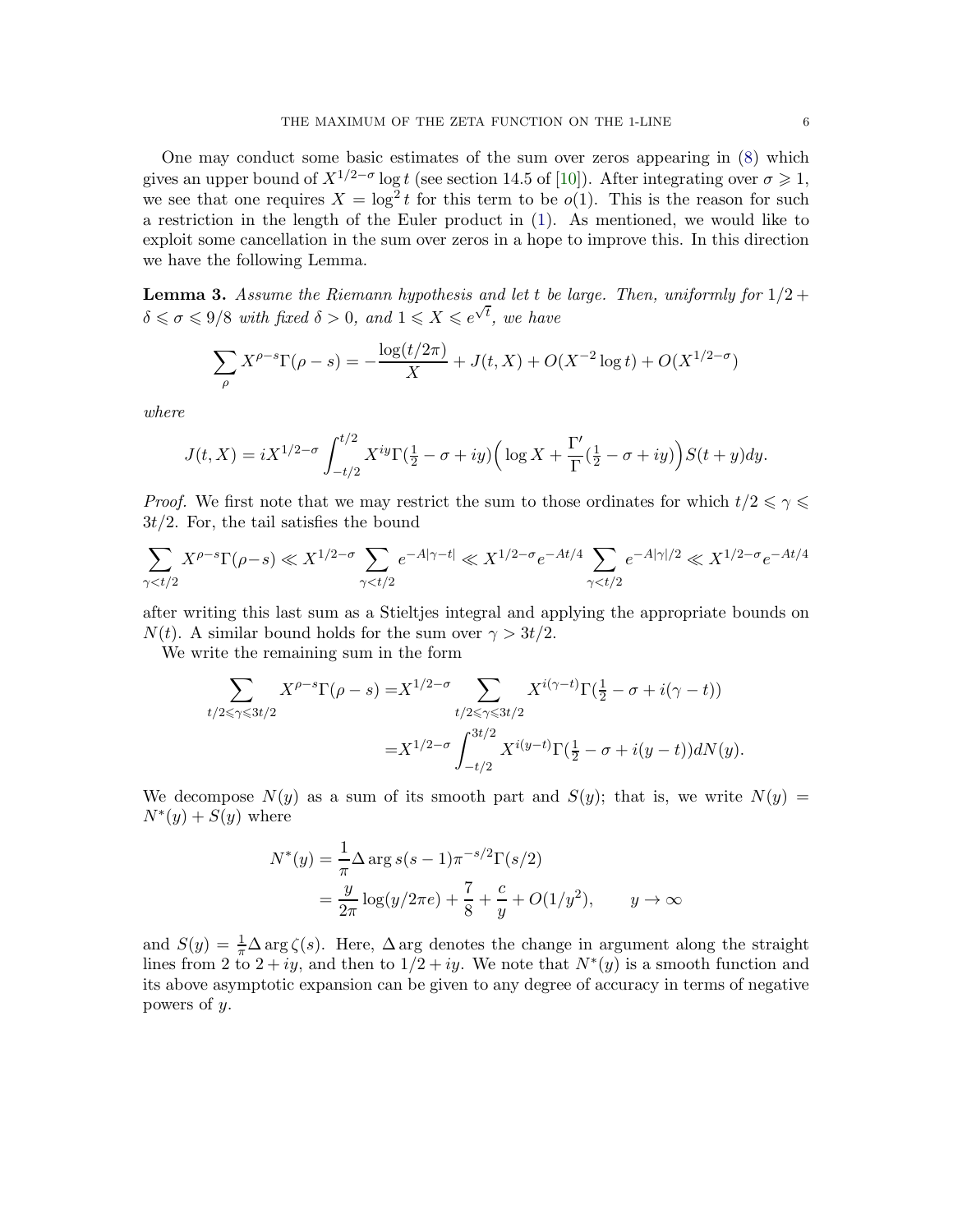One may conduct some basic estimates of the sum over zeros appearing in (8) which gives an upper bound of $X^{1/2-\sigma}\log t$ (see section 14.5 of [10]). After integrating over $\sigma \geqslant 1$, we see that one requires $X = \log^2 t$ for this term to be $o(1)$. This is the reason for such a restriction in the length of the Euler product in (1). As mentioned, we would like to exploit some cancellation in the sum over zeros in a hope to improve this. In this direction we have the following Lemma.

**Lemma 3.** *Assume the Riemann hypothesis and let $t$ be large. Then, uniformly for $1/2 + \delta \leqslant \sigma \leqslant 9/8$ with fixed $\delta > 0$, and $1 \leqslant X \leqslant e^{\sqrt{t}}$, we have*

$$\sum_{\rho} X^{\rho - s}\Gamma(\rho - s) = -\frac{\log(t/2\pi)}{X} + J(t, X) + O(X^{-2}\log t) + O(X^{1/2-\sigma})$$

*where*

$$J(t, X) = iX^{1/2-\sigma}\int_{-t/2}^{t/2} X^{iy}\Gamma(\tfrac{1}{2} - \sigma + iy)\Big(\log X + \frac{\Gamma'}{\Gamma}(\tfrac{1}{2} - \sigma + iy)\Big)S(t + y)dy.$$

*Proof.* We first note that we may restrict the sum to those ordinates for which $t/2 \leqslant \gamma \leqslant 3t/2$. For, the tail satisfies the bound

$$\sum_{\gamma < t/2} X^{\rho - s}\Gamma(\rho - s) \ll X^{1/2-\sigma}\sum_{\gamma < t/2} e^{-A|\gamma - t|} \ll X^{1/2-\sigma}e^{-At/4}\sum_{\gamma < t/2} e^{-A|\gamma|/2} \ll X^{1/2-\sigma}e^{-At/4}$$

after writing this last sum as a Stieltjes integral and applying the appropriate bounds on $N(t)$. A similar bound holds for the sum over $\gamma > 3t/2$.

We write the remaining sum in the form

$$\begin{aligned}
\sum_{t/2 \leqslant \gamma \leqslant 3t/2} X^{\rho - s}\Gamma(\rho - s) =& X^{1/2-\sigma}\sum_{t/2 \leqslant \gamma \leqslant 3t/2} X^{i(\gamma - t)}\Gamma(\tfrac{1}{2} - \sigma + i(\gamma - t)) \\
=& X^{1/2-\sigma}\int_{-t/2}^{3t/2} X^{i(y-t)}\Gamma(\tfrac{1}{2} - \sigma + i(y - t))dN(y).
\end{aligned}$$

We decompose $N(y)$ as a sum of its smooth part and $S(y)$; that is, we write $N(y) = N^*(y) + S(y)$ where

$$\begin{aligned}
N^*(y) &= \frac{1}{\pi}\Delta \arg s(s-1)\pi^{-s/2}\Gamma(s/2) \\
&= \frac{y}{2\pi}\log(y/2\pi e) + \frac{7}{8} + \frac{c}{y} + O(1/y^2), \qquad y \to \infty
\end{aligned}$$

and $S(y) = \frac{1}{\pi}\Delta \arg \zeta(s)$. Here, $\Delta \arg$ denotes the change in argument along the straight lines from $2$ to $2 + iy$, and then to $1/2 + iy$. We note that $N^*(y)$ is a smooth function and its above asymptotic expansion can be given to any degree of accuracy in terms of negative powers of $y$.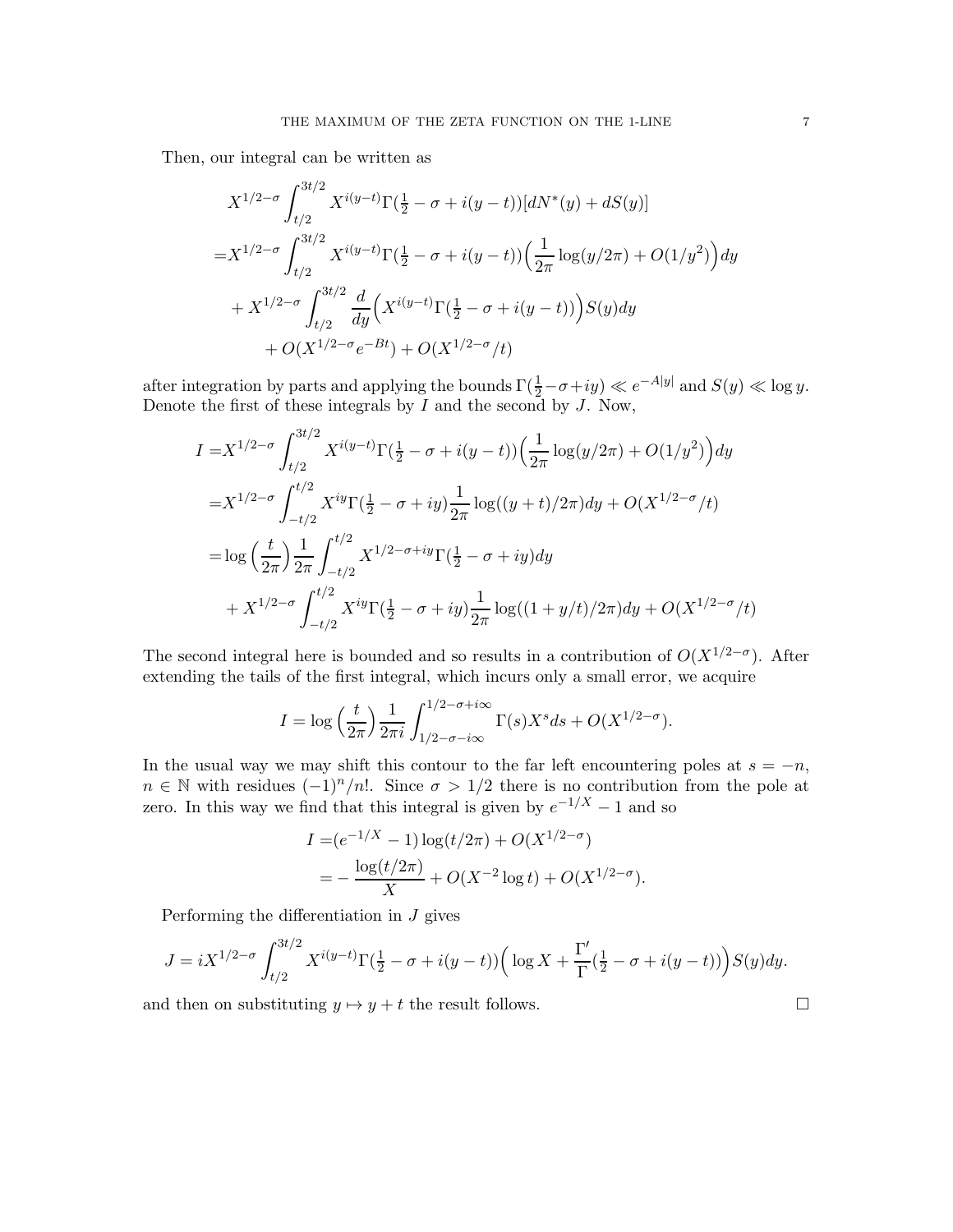Then, our integral can be written as

$$
\begin{aligned}
&X^{1/2-\sigma}\int_{t/2}^{3t/2} X^{i(y-t)}\Gamma(\tfrac{1}{2}-\sigma+i(y-t))[dN^*(y)+dS(y)]\\
=&X^{1/2-\sigma}\int_{t/2}^{3t/2} X^{i(y-t)}\Gamma(\tfrac{1}{2}-\sigma+i(y-t))\Big(\frac{1}{2\pi}\log(y/2\pi)+O(1/y^2)\Big)dy\\
&+X^{1/2-\sigma}\int_{t/2}^{3t/2}\frac{d}{dy}\Big(X^{i(y-t)}\Gamma(\tfrac{1}{2}-\sigma+i(y-t))\Big)S(y)dy\\
&\quad+O(X^{1/2-\sigma}e^{-Bt})+O(X^{1/2-\sigma}/t)
\end{aligned}
$$

after integration by parts and applying the bounds $\Gamma(\frac{1}{2}-\sigma+iy)\ll e^{-A|y|}$ and $S(y)\ll\log y$. Denote the first of these integrals by $I$ and the second by $J$. Now,

$$
\begin{aligned}
I=&X^{1/2-\sigma}\int_{t/2}^{3t/2} X^{i(y-t)}\Gamma(\tfrac{1}{2}-\sigma+i(y-t))\Big(\frac{1}{2\pi}\log(y/2\pi)+O(1/y^2)\Big)dy\\
=&X^{1/2-\sigma}\int_{-t/2}^{t/2} X^{iy}\Gamma(\tfrac{1}{2}-\sigma+iy)\frac{1}{2\pi}\log((y+t)/2\pi)dy+O(X^{1/2-\sigma}/t)\\
=&\log\Big(\frac{t}{2\pi}\Big)\frac{1}{2\pi}\int_{-t/2}^{t/2} X^{1/2-\sigma+iy}\Gamma(\tfrac{1}{2}-\sigma+iy)dy\\
&+X^{1/2-\sigma}\int_{-t/2}^{t/2} X^{iy}\Gamma(\tfrac{1}{2}-\sigma+iy)\frac{1}{2\pi}\log((1+y/t)/2\pi)dy+O(X^{1/2-\sigma}/t)
\end{aligned}
$$

The second integral here is bounded and so results in a contribution of $O(X^{1/2-\sigma})$. After extending the tails of the first integral, which incurs only a small error, we acquire

$$
I=\log\Big(\frac{t}{2\pi}\Big)\frac{1}{2\pi i}\int_{1/2-\sigma-i\infty}^{1/2-\sigma+i\infty}\Gamma(s)X^s ds+O(X^{1/2-\sigma}).
$$

In the usual way we may shift this contour to the far left encountering poles at $s=-n$, $n\in\mathbb{N}$ with residues $(-1)^n/n!$. Since $\sigma>1/2$ there is no contribution from the pole at zero. In this way we find that this integral is given by $e^{-1/X}-1$ and so

$$
\begin{aligned}
I=&(e^{-1/X}-1)\log(t/2\pi)+O(X^{1/2-\sigma})\\
=&-\frac{\log(t/2\pi)}{X}+O(X^{-2}\log t)+O(X^{1/2-\sigma}).
\end{aligned}
$$

Performing the differentiation in $J$ gives

$$
J=iX^{1/2-\sigma}\int_{t/2}^{3t/2} X^{i(y-t)}\Gamma(\tfrac{1}{2}-\sigma+i(y-t))\Big(\log X+\frac{\Gamma'}{\Gamma}(\tfrac{1}{2}-\sigma+i(y-t))\Big)S(y)dy.
$$

and then on substituting $y\mapsto y+t$ the result follows. □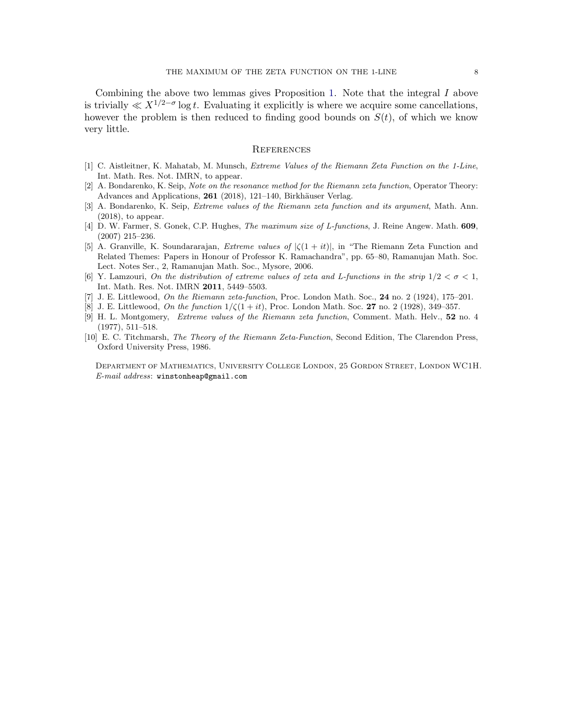Combining the above two lemmas gives Proposition 1. Note that the integral $I$ above is trivially $\ll X^{1/2-\sigma} \log t$. Evaluating it explicitly is where we acquire some cancellations, however the problem is then reduced to finding good bounds on $S(t)$, of which we know very little.

## References

[1] C. Aistleitner, K. Mahatab, M. Munsch, *Extreme Values of the Riemann Zeta Function on the 1-Line*, Int. Math. Res. Not. IMRN, to appear.

[2] A. Bondarenko, K. Seip, *Note on the resonance method for the Riemann zeta function*, Operator Theory: Advances and Applications, **261** (2018), 121–140, Birkhäuser Verlag.

[3] A. Bondarenko, K. Seip, *Extreme values of the Riemann zeta function and its argument*, Math. Ann. (2018), to appear.

[4] D. W. Farmer, S. Gonek, C.P. Hughes, *The maximum size of L-functions*, J. Reine Angew. Math. **609**, (2007) 215–236.

[5] A. Granville, K. Soundararajan, *Extreme values of $|\zeta(1+it)|$*, in "The Riemann Zeta Function and Related Themes: Papers in Honour of Professor K. Ramachandra", pp. 65–80, Ramanujan Math. Soc. Lect. Notes Ser., 2, Ramanujan Math. Soc., Mysore, 2006.

[6] Y. Lamzouri, *On the distribution of extreme values of zeta and L-functions in the strip $1/2 < \sigma < 1$*, Int. Math. Res. Not. IMRN **2011**, 5449–5503.

[7] J. E. Littlewood, *On the Riemann zeta-function*, Proc. London Math. Soc., **24** no. 2 (1924), 175–201.

[8] J. E. Littlewood, *On the function $1/\zeta(1+it)$*, Proc. London Math. Soc. **27** no. 2 (1928), 349–357.

[9] H. L. Montgomery, *Extreme values of the Riemann zeta function*, Comment. Math. Helv., **52** no. 4 (1977), 511–518.

[10] E. C. Titchmarsh, *The Theory of the Riemann Zeta-Function*, Second Edition, The Clarendon Press, Oxford University Press, 1986.

Department of Mathematics, University College London, 25 Gordon Street, London WC1H.
*E-mail address*: winstonheap@gmail.com